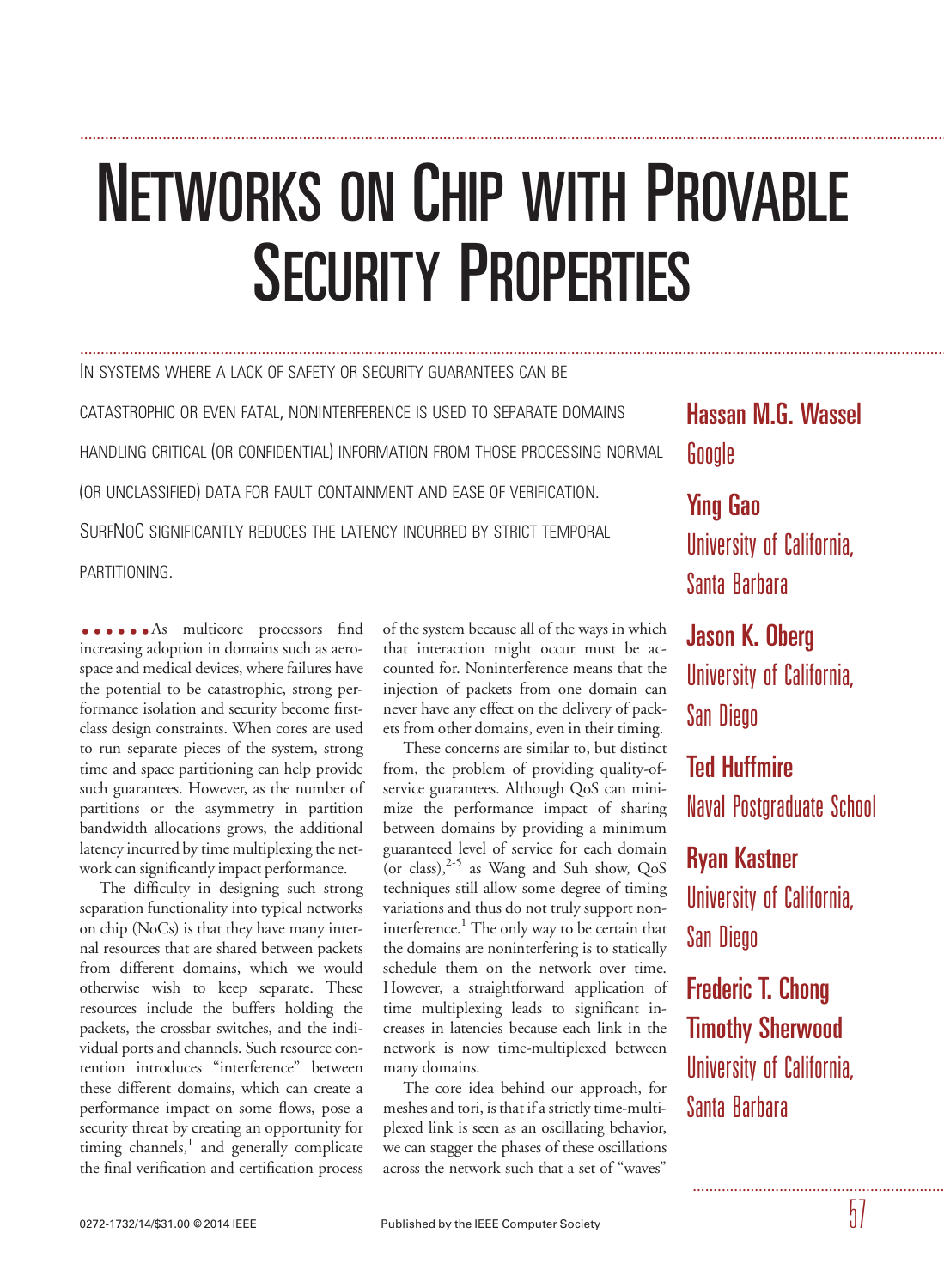# Networks on Chip with Provable Security Properties

In systems where a lack of safety or security guarantees can be catastrophic or even fatal, noninterference is used to separate domains handling critical (or confidential) information from those processing normal (or unclassified) data for fault containment and ease of verification. SurfNoC significantly reduces the latency incurred by strict temporal partitioning.

**Hassan M.G. Wassel**
Google

**Ying Gao**
University of California, Santa Barbara

**Jason K. Oberg**
University of California, San Diego

**Ted Huffmire**
Naval Postgraduate School

**Ryan Kastner**
University of California, San Diego

**Frederic T. Chong**
**Timothy Sherwood**
University of California, Santa Barbara

As multicore processors find increasing adoption in domains such as aerospace and medical devices, where failures have the potential to be catastrophic, strong performance isolation and security become first-class design constraints. When cores are used to run separate pieces of the system, strong time and space partitioning can help provide such guarantees. However, as the number of partitions or the asymmetry in partition bandwidth allocations grows, the additional latency incurred by time multiplexing the network can significantly impact performance.

The difficulty in designing such strong separation functionality into typical networks on chip (NoCs) is that they have many internal resources that are shared between packets from different domains, which we would otherwise wish to keep separate. These resources include the buffers holding the packets, the crossbar switches, and the individual ports and channels. Such resource contention introduces "interference" between these different domains, which can create a performance impact on some flows, pose a security threat by creating an opportunity for timing channels,[1] and generally complicate the final verification and certification process of the system because all of the ways in which that interaction might occur must be accounted for. Noninterference means that the injection of packets from one domain can never have any effect on the delivery of packets from other domains, even in their timing.

These concerns are similar to, but distinct from, the problem of providing quality-of-service guarantees. Although QoS can minimize the performance impact of sharing between domains by providing a minimum guaranteed level of service for each domain (or class),[2-5] as Wang and Suh show, QoS techniques still allow some degree of timing variations and thus do not truly support noninterference.[1] The only way to be certain that the domains are noninterfering is to statically schedule them on the network over time. However, a straightforward application of time multiplexing leads to significant increases in latencies because each link in the network is now time-multiplexed between many domains.

The core idea behind our approach, for meshes and tori, is that if a strictly time-multiplexed link is seen as an oscillating behavior, we can stagger the phases of these oscillations across the network such that a set of "waves"

0272-1732/14/$31.00 © 2014 IEEE Published by the IEEE Computer Society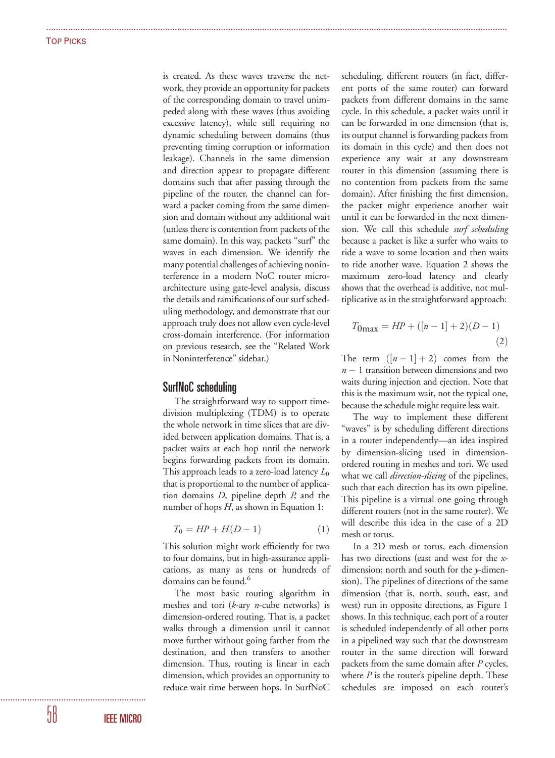is created. As these waves traverse the network, they provide an opportunity for packets of the corresponding domain to travel unimpeded along with these waves (thus avoiding excessive latency), while still requiring no dynamic scheduling between domains (thus preventing timing corruption or information leakage). Channels in the same dimension and direction appear to propagate different domains such that after passing through the pipeline of the router, the channel can forward a packet coming from the same dimension and domain without any additional wait (unless there is contention from packets of the same domain). In this way, packets "surf" the waves in each dimension. We identify the many potential challenges of achieving noninterference in a modern NoC router microarchitecture using gate-level analysis, discuss the details and ramifications of our surf scheduling methodology, and demonstrate that our approach truly does not allow even cycle-level cross-domain interference. (For information on previous research, see the "Related Work in Noninterference" sidebar.)

## SurfNoC scheduling

The straightforward way to support time-division multiplexing (TDM) is to operate the whole network in time slices that are divided between application domains. That is, a packet waits at each hop until the network begins forwarding packets from its domain. This approach leads to a zero-load latency $L_0$ that is proportional to the number of application domains $D$, pipeline depth $P$, and the number of hops $H$, as shown in Equation 1:

$$T_0 = HP + H(D - 1) \tag{1}$$

This solution might work efficiently for two to four domains, but in high-assurance applications, as many as tens or hundreds of domains can be found.[6]

The most basic routing algorithm in meshes and tori ($k$-ary $n$-cube networks) is dimension-ordered routing. That is, a packet walks through a dimension until it cannot move further without going farther from the destination, and then transfers to another dimension. Thus, routing is linear in each dimension, which provides an opportunity to reduce wait time between hops. In SurfNoC scheduling, different routers (in fact, different ports of the same router) can forward packets from different domains in the same cycle. In this schedule, a packet waits until it can be forwarded in one dimension (that is, its output channel is forwarding packets from its domain in this cycle) and then does not experience any wait at any downstream router in this dimension (assuming there is no contention from packets from the same domain). After finishing the first dimension, the packet might experience another wait until it can be forwarded in the next dimension. We call this schedule *surf scheduling* because a packet is like a surfer who waits to ride a wave to some location and then waits to ride another wave. Equation 2 shows the maximum zero-load latency and clearly shows that the overhead is additive, not multiplicative as in the straightforward approach:

$$T_{0\max} = HP + ([n - 1] + 2)(D - 1) \tag{2}$$

The term $([n-1]+2)$ comes from the $n-1$ transition between dimensions and two waits during injection and ejection. Note that this is the maximum wait, not the typical one, because the schedule might require less wait.

The way to implement these different "waves" is by scheduling different directions in a router independently—an idea inspired by dimension-slicing used in dimension-ordered routing in meshes and tori. We used what we call *direction-slicing* of the pipelines, such that each direction has its own pipeline. This pipeline is a virtual one going through different routers (not in the same router). We will describe this idea in the case of a 2D mesh or torus.

In a 2D mesh or torus, each dimension has two directions (east and west for the $x$-dimension; north and south for the $y$-dimension). The pipelines of directions of the same dimension (that is, north, south, east, and west) run in opposite directions, as Figure 1 shows. In this technique, each port of a router is scheduled independently of all other ports in a pipelined way such that the downstream router in the same direction will forward packets from the same domain after $P$ cycles, where $P$ is the router's pipeline depth. These schedules are imposed on each router's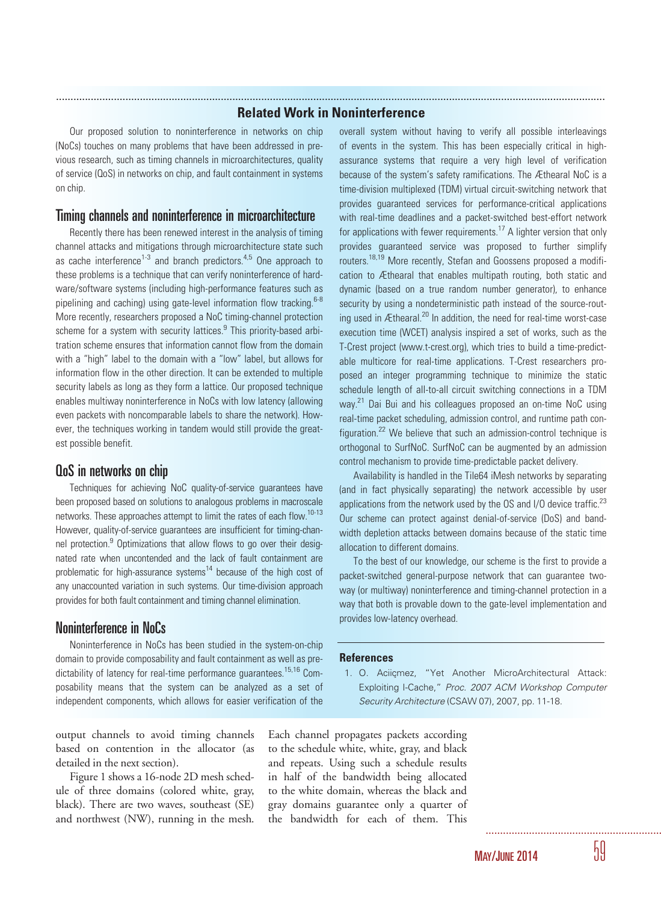## Related Work in Noninterference

Our proposed solution to noninterference in networks on chip (NoCs) touches on many problems that have been addressed in previous research, such as timing channels in microarchitectures, quality of service (QoS) in networks on chip, and fault containment in systems on chip.

### Timing channels and noninterference in microarchitecture

Recently there has been renewed interest in the analysis of timing channel attacks and mitigations through microarchitecture state such as cache interference[1-3] and branch predictors.[4,5] One approach to these problems is a technique that can verify noninterference of hardware/software systems (including high-performance features such as pipelining and caching) using gate-level information flow tracking.[6-8] More recently, researchers proposed a NoC timing-channel protection scheme for a system with security lattices.[9] This priority-based arbitration scheme ensures that information cannot flow from the domain with a "high" label to the domain with a "low" label, but allows for information flow in the other direction. It can be extended to multiple security labels as long as they form a lattice. Our proposed technique enables multiway noninterference in NoCs with low latency (allowing even packets with noncomparable labels to share the network). However, the techniques working in tandem would still provide the greatest possible benefit.

### QoS in networks on chip

Techniques for achieving NoC quality-of-service guarantees have been proposed based on solutions to analogous problems in macroscale networks. These approaches attempt to limit the rates of each flow.[10-13] However, quality-of-service guarantees are insufficient for timing-channel protection.[9] Optimizations that allow flows to go over their designated rate when uncontended and the lack of fault containment are problematic for high-assurance systems[14] because of the high cost of any unaccounted variation in such systems. Our time-division approach provides for both fault containment and timing channel elimination.

### Noninterference in NoCs

Noninterference in NoCs has been studied in the system-on-chip domain to provide composability and fault containment as well as predictability of latency for real-time performance guarantees.[15,16] Composability means that the system can be analyzed as a set of independent components, which allows for easier verification of the overall system without having to verify all possible interleavings of events in the system. This has been especially critical in high-assurance systems that require a very high level of verification because of the system's safety ramifications. The Æthearal NoC is a time-division multiplexed (TDM) virtual circuit-switching network that provides guaranteed services for performance-critical applications with real-time deadlines and a packet-switched best-effort network for applications with fewer requirements.[17] A lighter version that only provides guaranteed service was proposed to further simplify routers.[18,19] More recently, Stefan and Goossens proposed a modification to Æthearal that enables multipath routing, both static and dynamic (based on a true random number generator), to enhance security by using a nondeterministic path instead of the source-routing used in Æthearal.[20] In addition, the need for real-time worst-case execution time (WCET) analysis inspired a set of works, such as the T-Crest project (www.t-crest.org), which tries to build a time-predictable multicore for real-time applications. T-Crest researchers proposed an integer programming technique to minimize the static schedule length of all-to-all circuit switching connections in a TDM way.[21] Dai Bui and his colleagues proposed an on-time NoC using real-time packet scheduling, admission control, and runtime path configuration.[22] We believe that such an admission-control technique is orthogonal to SurfNoC. SurfNoC can be augmented by an admission control mechanism to provide time-predictable packet delivery.

Availability is handled in the Tile64 iMesh networks by separating (and in fact physically separating) the network accessible by user applications from the network used by the OS and I/O device traffic.[23] Our scheme can protect against denial-of-service (DoS) and bandwidth depletion attacks between domains because of the static time allocation to different domains.

To the best of our knowledge, our scheme is the first to provide a packet-switched general-purpose network that can guarantee two-way (or multiway) noninterference and timing-channel protection in a way that both is provable down to the gate-level implementation and provides low-latency overhead.

#### References

1. O. Aciiçmez, "Yet Another MicroArchitectural Attack: Exploiting I-Cache," *Proc. 2007 ACM Workshop Computer Security Architecture* (CSAW 07), 2007, pp. 11-18.

output channels to avoid timing channels based on contention in the allocator (as detailed in the next section).

Figure 1 shows a 16-node 2D mesh schedule of three domains (colored white, gray, black). There are two waves, southeast (SE) and northwest (NW), running in the mesh. Each channel propagates packets according to the schedule white, white, gray, and black and repeats. Using such a schedule results in half of the bandwidth being allocated to the white domain, whereas the black and gray domains guarantee only a quarter of the bandwidth for each of them. This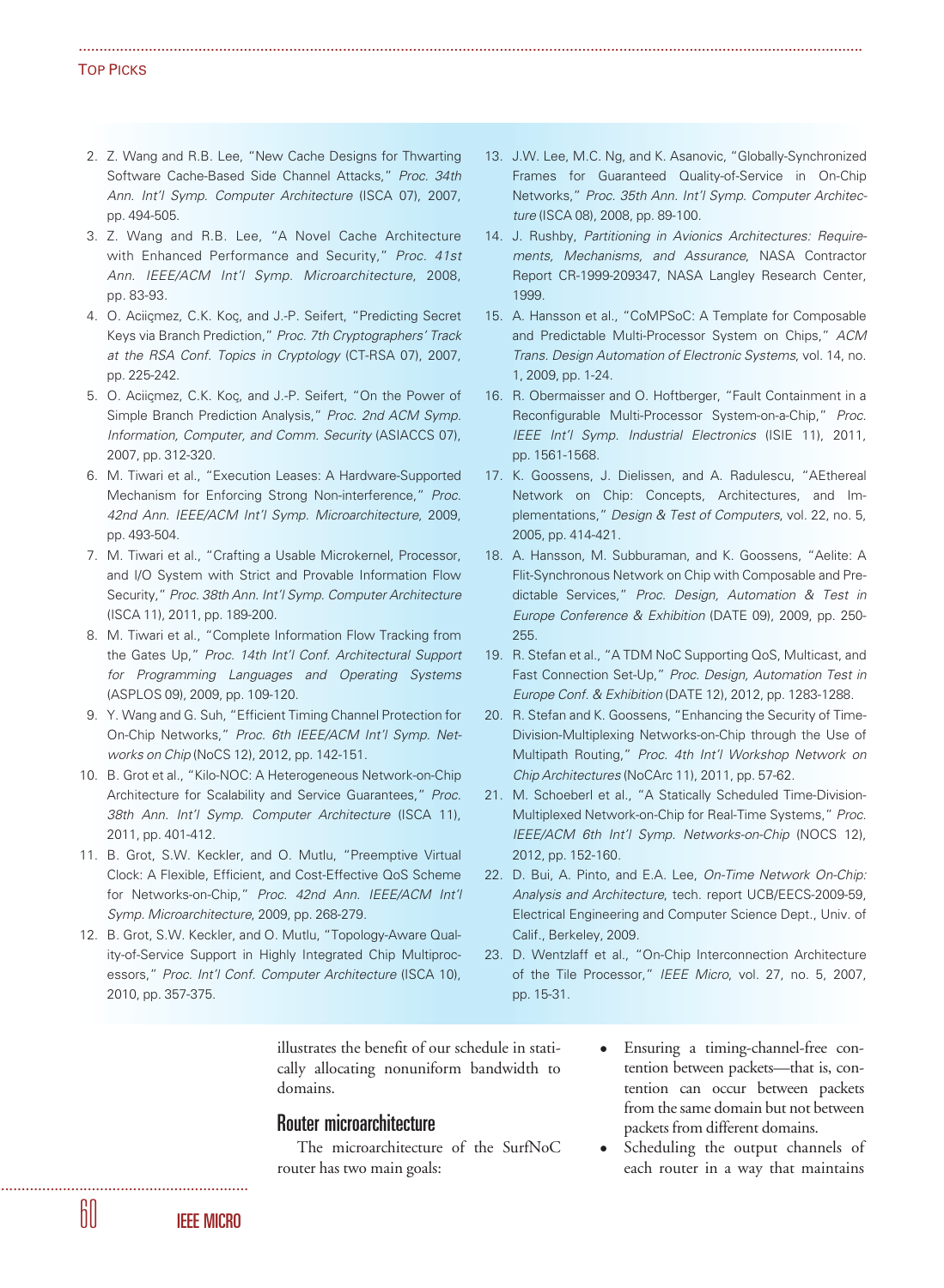2. Z. Wang and R.B. Lee, "New Cache Designs for Thwarting Software Cache-Based Side Channel Attacks," *Proc. 34th Ann. Int'l Symp. Computer Architecture* (ISCA 07), 2007, pp. 494-505.
3. Z. Wang and R.B. Lee, "A Novel Cache Architecture with Enhanced Performance and Security," *Proc. 41st Ann. IEEE/ACM Int'l Symp. Microarchitecture*, 2008, pp. 83-93.
4. O. Aciiçmez, C.K. Koç, and J.-P. Seifert, "Predicting Secret Keys via Branch Prediction," *Proc. 7th Cryptographers' Track at the RSA Conf. Topics in Cryptology* (CT-RSA 07), 2007, pp. 225-242.
5. O. Aciiçmez, C.K. Koç, and J.-P. Seifert, "On the Power of Simple Branch Prediction Analysis," *Proc. 2nd ACM Symp. Information, Computer, and Comm. Security* (ASIACCS 07), 2007, pp. 312-320.
6. M. Tiwari et al., "Execution Leases: A Hardware-Supported Mechanism for Enforcing Strong Non-interference," *Proc. 42nd Ann. IEEE/ACM Int'l Symp. Microarchitecture*, 2009, pp. 493-504.
7. M. Tiwari et al., "Crafting a Usable Microkernel, Processor, and I/O System with Strict and Provable Information Flow Security," *Proc. 38th Ann. Int'l Symp. Computer Architecture* (ISCA 11), 2011, pp. 189-200.
8. M. Tiwari et al., "Complete Information Flow Tracking from the Gates Up," *Proc. 14th Int'l Conf. Architectural Support for Programming Languages and Operating Systems* (ASPLOS 09), 2009, pp. 109-120.
9. Y. Wang and G. Suh, "Efficient Timing Channel Protection for On-Chip Networks," *Proc. 6th IEEE/ACM Int'l Symp. Networks on Chip* (NoCS 12), 2012, pp. 142-151.
10. B. Grot et al., "Kilo-NOC: A Heterogeneous Network-on-Chip Architecture for Scalability and Service Guarantees," *Proc. 38th Ann. Int'l Symp. Computer Architecture* (ISCA 11), 2011, pp. 401-412.
11. B. Grot, S.W. Keckler, and O. Mutlu, "Preemptive Virtual Clock: A Flexible, Efficient, and Cost-Effective QoS Scheme for Networks-on-Chip," *Proc. 42nd Ann. IEEE/ACM Int'l Symp. Microarchitecture*, 2009, pp. 268-279.
12. B. Grot, S.W. Keckler, and O. Mutlu, "Topology-Aware Quality-of-Service Support in Highly Integrated Chip Multiprocessors," *Proc. Int'l Conf. Computer Architecture* (ISCA 10), 2010, pp. 357-375.
13. J.W. Lee, M.C. Ng, and K. Asanovic, "Globally-Synchronized Frames for Guaranteed Quality-of-Service in On-Chip Networks," *Proc. 35th Ann. Int'l Symp. Computer Architecture* (ISCA 08), 2008, pp. 89-100.
14. J. Rushby, *Partitioning in Avionics Architectures: Requirements, Mechanisms, and Assurance*, NASA Contractor Report CR-1999-209347, NASA Langley Research Center, 1999.
15. A. Hansson et al., "CoMPSoC: A Template for Composable and Predictable Multi-Processor System on Chips," *ACM Trans. Design Automation of Electronic Systems*, vol. 14, no. 1, 2009, pp. 1-24.
16. R. Obermaisser and O. Hoftberger, "Fault Containment in a Reconfigurable Multi-Processor System-on-a-Chip," *Proc. IEEE Int'l Symp. Industrial Electronics* (ISIE 11), 2011, pp. 1561-1568.
17. K. Goossens, J. Dielissen, and A. Radulescu, "AEthereal Network on Chip: Concepts, Architectures, and Implementations," *Design & Test of Computers*, vol. 22, no. 5, 2005, pp. 414-421.
18. A. Hansson, M. Subburaman, and K. Goossens, "Aelite: A Flit-Synchronous Network on Chip with Composable and Predictable Services," *Proc. Design, Automation & Test in Europe Conference & Exhibition* (DATE 09), 2009, pp. 250-255.
19. R. Stefan et al., "A TDM NoC Supporting QoS, Multicast, and Fast Connection Set-Up," *Proc. Design, Automation Test in Europe Conf. & Exhibition* (DATE 12), 2012, pp. 1283-1288.
20. R. Stefan and K. Goossens, "Enhancing the Security of Time-Division-Multiplexing Networks-on-Chip through the Use of Multipath Routing," *Proc. 4th Int'l Workshop Network on Chip Architectures* (NoCArc 11), 2011, pp. 57-62.
21. M. Schoeberl et al., "A Statically Scheduled Time-Division-Multiplexed Network-on-Chip for Real-Time Systems," *Proc. IEEE/ACM 6th Int'l Symp. Networks-on-Chip* (NOCS 12), 2012, pp. 152-160.
22. D. Bui, A. Pinto, and E.A. Lee, *On-Time Network On-Chip: Analysis and Architecture*, tech. report UCB/EECS-2009-59, Electrical Engineering and Computer Science Dept., Univ. of Calif., Berkeley, 2009.
23. D. Wentzlaff et al., "On-Chip Interconnection Architecture of the Tile Processor," *IEEE Micro*, vol. 27, no. 5, 2007, pp. 15-31.

illustrates the benefit of our schedule in statically allocating nonuniform bandwidth to domains.

## Router microarchitecture

The microarchitecture of the SurfNoC router has two main goals:

- Ensuring a timing-channel-free contention between packets—that is, contention can occur between packets from the same domain but not between packets from different domains.
- Scheduling the output channels of each router in a way that maintains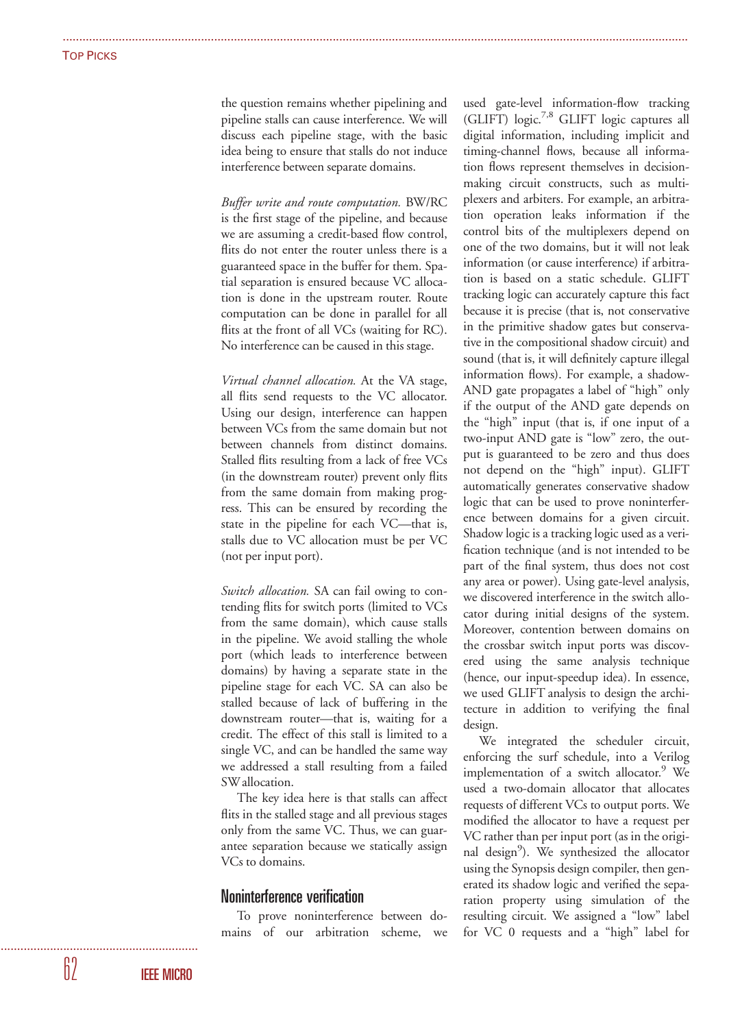the question remains whether pipelining and pipeline stalls can cause interference. We will discuss each pipeline stage, with the basic idea being to ensure that stalls do not induce interference between separate domains.

*Buffer write and route computation.* BW/RC is the first stage of the pipeline, and because we are assuming a credit-based flow control, flits do not enter the router unless there is a guaranteed space in the buffer for them. Spatial separation is ensured because VC allocation is done in the upstream router. Route computation can be done in parallel for all flits at the front of all VCs (waiting for RC). No interference can be caused in this stage.

*Virtual channel allocation.* At the VA stage, all flits send requests to the VC allocator. Using our design, interference can happen between VCs from the same domain but not between channels from distinct domains. Stalled flits resulting from a lack of free VCs (in the downstream router) prevent only flits from the same domain from making progress. This can be ensured by recording the state in the pipeline for each VC—that is, stalls due to VC allocation must be per VC (not per input port).

*Switch allocation.* SA can fail owing to contending flits for switch ports (limited to VCs from the same domain), which cause stalls in the pipeline. We avoid stalling the whole port (which leads to interference between domains) by having a separate state in the pipeline stage for each VC. SA can also be stalled because of lack of buffering in the downstream router—that is, waiting for a credit. The effect of this stall is limited to a single VC, and can be handled the same way we addressed a stall resulting from a failed SW allocation.

The key idea here is that stalls can affect flits in the stalled stage and all previous stages only from the same VC. Thus, we can guarantee separation because we statically assign VCs to domains.

## Noninterference verification

To prove noninterference between domains of our arbitration scheme, we used gate-level information-flow tracking (GLIFT) logic.[7,8] GLIFT logic captures all digital information, including implicit and timing-channel flows, because all information flows represent themselves in decision-making circuit constructs, such as multiplexers and arbiters. For example, an arbitration operation leaks information if the control bits of the multiplexers depend on one of the two domains, but it will not leak information (or cause interference) if arbitration is based on a static schedule. GLIFT tracking logic can accurately capture this fact because it is precise (that is, not conservative in the primitive shadow gates but conservative in the compositional shadow circuit) and sound (that is, it will definitely capture illegal information flows). For example, a shadow-AND gate propagates a label of "high" only if the output of the AND gate depends on the "high" input (that is, if one input of a two-input AND gate is "low" zero, the output is guaranteed to be zero and thus does not depend on the "high" input). GLIFT automatically generates conservative shadow logic that can be used to prove noninterference between domains for a given circuit. Shadow logic is a tracking logic used as a verification technique (and is not intended to be part of the final system, thus does not cost any area or power). Using gate-level analysis, we discovered interference in the switch allocator during initial designs of the system. Moreover, contention between domains on the crossbar switch input ports was discovered using the same analysis technique (hence, our input-speedup idea). In essence, we used GLIFT analysis to design the architecture in addition to verifying the final design.

We integrated the scheduler circuit, enforcing the surf schedule, into a Verilog implementation of a switch allocator.[9] We used a two-domain allocator that allocates requests of different VCs to output ports. We modified the allocator to have a request per VC rather than per input port (as in the original design[9]). We synthesized the allocator using the Synopsis design compiler, then generated its shadow logic and verified the separation property using simulation of the resulting circuit. We assigned a "low" label for VC 0 requests and a "high" label for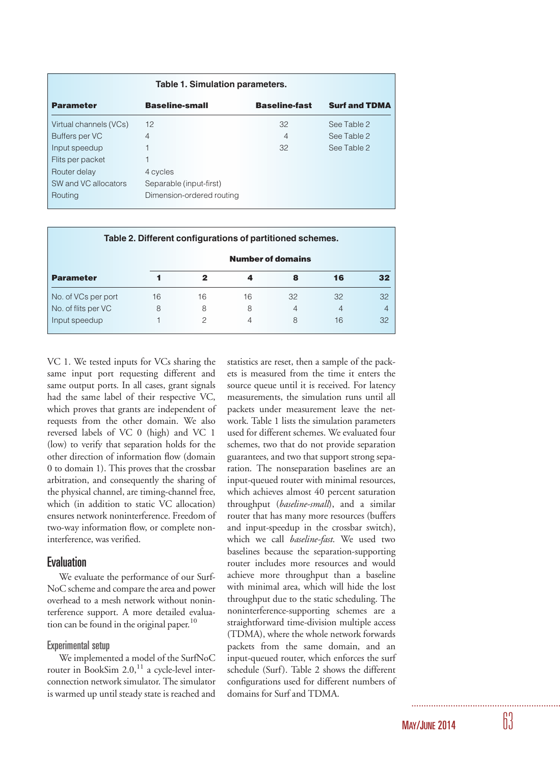**Table 1. Simulation parameters.**

| Parameter | Baseline-small | Baseline-fast | Surf and TDMA |
|---|---|---|---|
| Virtual channels (VCs) | 12 | 32 | See Table 2 |
| Buffers per VC | 4 | 4 | See Table 2 |
| Input speedup | 1 | 32 | See Table 2 |
| Flits per packet | 1 | | |
| Router delay | 4 cycles | | |
| SW and VC allocators | Separable (input-first) | | |
| Routing | Dimension-ordered routing | | |

**Table 2. Different configurations of partitioned schemes.**

| | Number of domains | | | | | |
|---|---|---|---|---|---|---|
| **Parameter** | **1** | **2** | **4** | **8** | **16** | **32** |
| No. of VCs per port | 16 | 16 | 16 | 32 | 32 | 32 |
| No. of flits per VC | 8 | 8 | 8 | 4 | 4 | 4 |
| Input speedup | 1 | 2 | 4 | 8 | 16 | 32 |

VC 1. We tested inputs for VCs sharing the same input port requesting different and same output ports. In all cases, grant signals had the same label of their respective VC, which proves that grants are independent of requests from the other domain. We also reversed labels of VC 0 (high) and VC 1 (low) to verify that separation holds for the other direction of information flow (domain 0 to domain 1). This proves that the crossbar arbitration, and consequently the sharing of the physical channel, are timing-channel free, which (in addition to static VC allocation) ensures network noninterference. Freedom of two-way information flow, or complete noninterference, was verified.

## Evaluation

We evaluate the performance of our SurfNoC scheme and compare the area and power overhead to a mesh network without noninterference support. A more detailed evaluation can be found in the original paper.[10]

### Experimental setup

We implemented a model of the SurfNoC router in BookSim 2.0,[11] a cycle-level interconnection network simulator. The simulator is warmed up until steady state is reached and statistics are reset, then a sample of the packets is measured from the time it enters the source queue until it is received. For latency measurements, the simulation runs until all packets under measurement leave the network. Table 1 lists the simulation parameters used for different schemes. We evaluated four schemes, two that do not provide separation guarantees, and two that support strong separation. The nonseparation baselines are an input-queued router with minimal resources, which achieves almost 40 percent saturation throughput (*baseline-small*), and a similar router that has many more resources (buffers and input-speedup in the crossbar switch), which we call *baseline-fast*. We used two baselines because the separation-supporting router includes more resources and would achieve more throughput than a baseline with minimal area, which will hide the lost throughput due to the static scheduling. The noninterference-supporting schemes are a straightforward time-division multiple access (TDMA), where the whole network forwards packets from the same domain, and an input-queued router, which enforces the surf schedule (Surf). Table 2 shows the different configurations used for different numbers of domains for Surf and TDMA.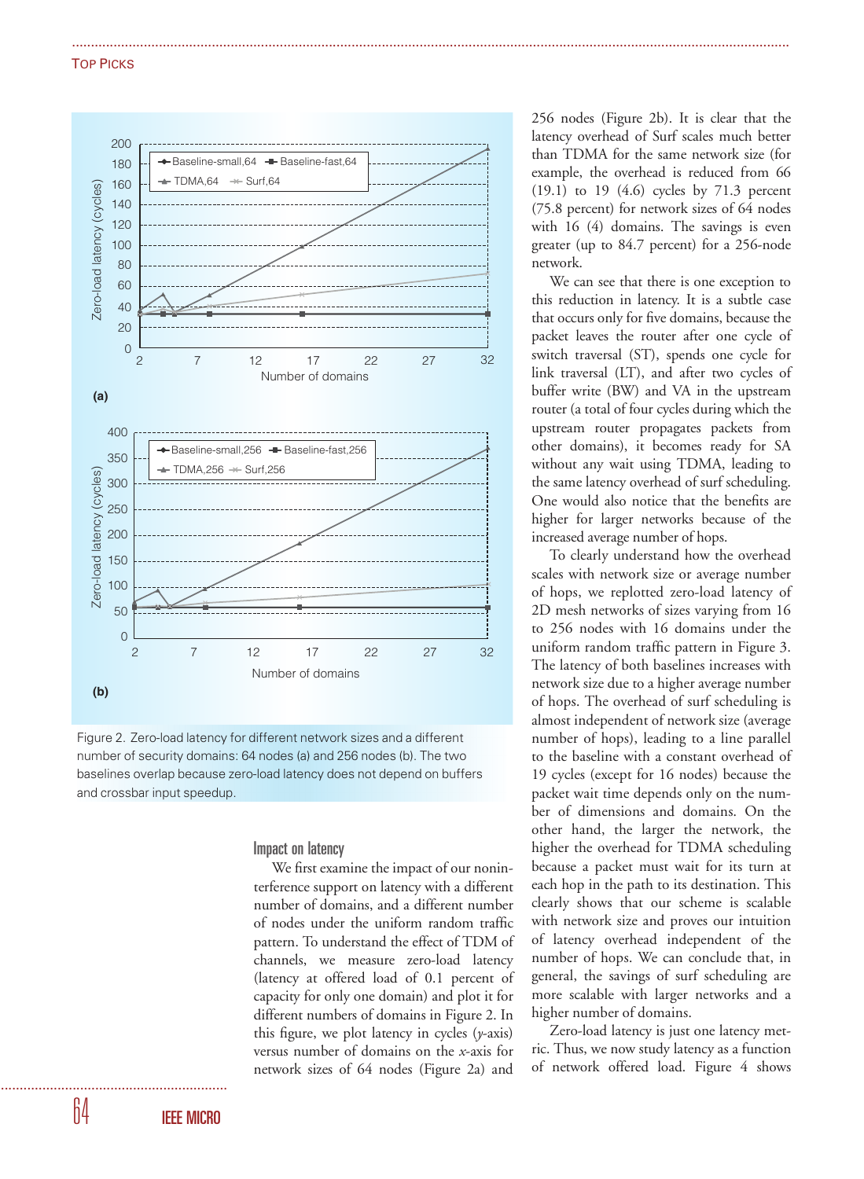Figure 2. Zero-load latency for different network sizes and a different number of security domains: 64 nodes (a) and 256 nodes (b). The two baselines overlap because zero-load latency does not depend on buffers and crossbar input speedup.

### Impact on latency

We first examine the impact of our noninterference support on latency with a different number of domains, and a different number of nodes under the uniform random traffic pattern. To understand the effect of TDM of channels, we measure zero-load latency (latency at offered load of 0.1 percent of capacity for only one domain) and plot it for different numbers of domains in Figure 2. In this figure, we plot latency in cycles (*y*-axis) versus number of domains on the *x*-axis for network sizes of 64 nodes (Figure 2a) and 256 nodes (Figure 2b). It is clear that the latency overhead of Surf scales much better than TDMA for the same network size (for example, the overhead is reduced from 66 (19.1) to 19 (4.6) cycles by 71.3 percent (75.8 percent) for network sizes of 64 nodes with 16 (4) domains. The savings is even greater (up to 84.7 percent) for a 256-node network.

We can see that there is one exception to this reduction in latency. It is a subtle case that occurs only for five domains, because the packet leaves the router after one cycle of switch traversal (ST), spends one cycle for link traversal (LT), and after two cycles of buffer write (BW) and VA in the upstream router (a total of four cycles during which the upstream router propagates packets from other domains), it becomes ready for SA without any wait using TDMA, leading to the same latency overhead of surf scheduling. One would also notice that the benefits are higher for larger networks because of the increased average number of hops.

To clearly understand how the overhead scales with network size or average number of hops, we replotted zero-load latency of 2D mesh networks of sizes varying from 16 to 256 nodes with 16 domains under the uniform random traffic pattern in Figure 3. The latency of both baselines increases with network size due to a higher average number of hops. The overhead of surf scheduling is almost independent of network size (average number of hops), leading to a line parallel to the baseline with a constant overhead of 19 cycles (except for 16 nodes) because the packet wait time depends only on the number of dimensions and domains. On the other hand, the larger the network, the higher the overhead for TDMA scheduling because a packet must wait for its turn at each hop in the path to its destination. This clearly shows that our scheme is scalable with network size and proves our intuition of latency overhead independent of the number of hops. We can conclude that, in general, the savings of surf scheduling are more scalable with larger networks and a higher number of domains.

Zero-load latency is just one latency metric. Thus, we now study latency as a function of network offered load. Figure 4 shows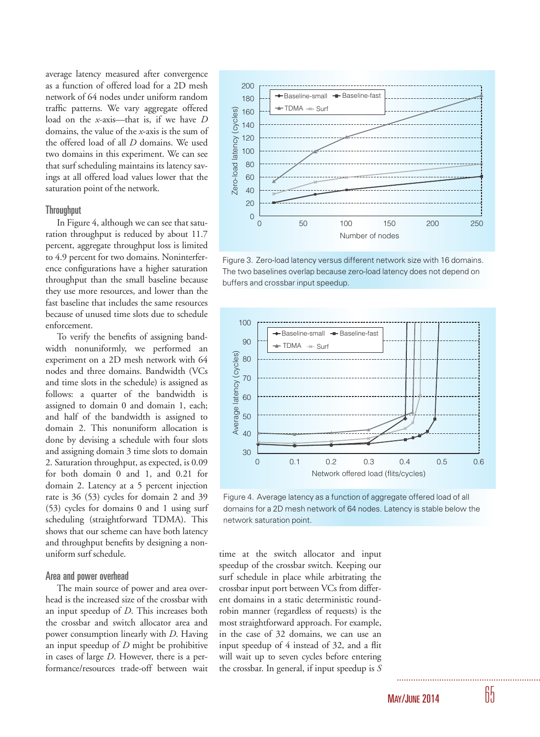average latency measured after convergence as a function of offered load for a 2D mesh network of 64 nodes under uniform random traffic patterns. We vary aggregate offered load on the *x*-axis—that is, if we have *D* domains, the value of the *x*-axis is the sum of the offered load of all *D* domains. We used two domains in this experiment. We can see that surf scheduling maintains its latency savings at all offered load values lower that the saturation point of the network.

### Throughput

In Figure 4, although we can see that saturation throughput is reduced by about 11.7 percent, aggregate throughput loss is limited to 4.9 percent for two domains. Noninterference configurations have a higher saturation throughput than the small baseline because they use more resources, and lower than the fast baseline that includes the same resources because of unused time slots due to schedule enforcement.

To verify the benefits of assigning bandwidth nonuniformly, we performed an experiment on a 2D mesh network with 64 nodes and three domains. Bandwidth (VCs and time slots in the schedule) is assigned as follows: a quarter of the bandwidth is assigned to domain 0 and domain 1, each; and half of the bandwidth is assigned to domain 2. This nonuniform allocation is done by devising a schedule with four slots and assigning domain 3 time slots to domain 2. Saturation throughput, as expected, is 0.09 for both domain 0 and 1, and 0.21 for domain 2. Latency at a 5 percent injection rate is 36 (53) cycles for domain 2 and 39 (53) cycles for domains 0 and 1 using surf scheduling (straightforward TDMA). This shows that our scheme can have both latency and throughput benefits by designing a nonuniform surf schedule.

### Area and power overhead

The main source of power and area overhead is the increased size of the crossbar with an input speedup of *D*. This increases both the crossbar and switch allocator area and power consumption linearly with *D*. Having an input speedup of *D* might be prohibitive in cases of large *D*. However, there is a performance/resources trade-off between wait time at the switch allocator and input speedup of the crossbar switch. Keeping our surf schedule in place while arbitrating the crossbar input port between VCs from different domains in a static deterministic round-robin manner (regardless of requests) is the most straightforward approach. For example, in the case of 32 domains, we can use an input speedup of 4 instead of 32, and a flit will wait up to seven cycles before entering the crossbar. In general, if input speedup is *S*

Figure 3. Zero-load latency versus different network size with 16 domains. The two baselines overlap because zero-load latency does not depend on buffers and crossbar input speedup.

Figure 4. Average latency as a function of aggregate offered load of all domains for a 2D mesh network of 64 nodes. Latency is stable below the network saturation point.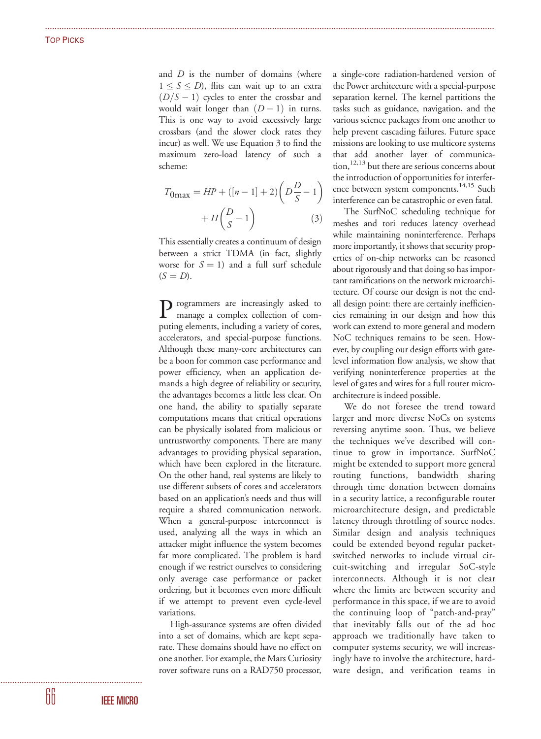and $D$ is the number of domains (where $1 \leq S \leq D$), flits can wait up to an extra $(D/S - 1)$ cycles to enter the crossbar and would wait longer than $(D - 1)$ in turns. This is one way to avoid excessively large crossbars (and the slower clock rates they incur) as well. We use Equation 3 to find the maximum zero-load latency of such a scheme:

$$T_{0\max} = HP + ([n-1]+2)\left(D\frac{D}{S} - 1\right) + H\left(\frac{D}{S} - 1\right) \quad (3)$$

This essentially creates a continuum of design between a strict TDMA (in fact, slightly worse for $S = 1$) and a full surf schedule ($S = D$).

Programmers are increasingly asked to manage a complex collection of computing elements, including a variety of cores, accelerators, and special-purpose functions. Although these many-core architectures can be a boon for common case performance and power efficiency, when an application demands a high degree of reliability or security, the advantages becomes a little less clear. On one hand, the ability to spatially separate computations means that critical operations can be physically isolated from malicious or untrustworthy components. There are many advantages to providing physical separation, which have been explored in the literature. On the other hand, real systems are likely to use different subsets of cores and accelerators based on an application's needs and thus will require a shared communication network. When a general-purpose interconnect is used, analyzing all the ways in which an attacker might influence the system becomes far more complicated. The problem is hard enough if we restrict ourselves to considering only average case performance or packet ordering, but it becomes even more difficult if we attempt to prevent even cycle-level variations.

High-assurance systems are often divided into a set of domains, which are kept separate. These domains should have no effect on one another. For example, the Mars Curiosity rover software runs on a RAD750 processor, a single-core radiation-hardened version of the Power architecture with a special-purpose separation kernel. The kernel partitions the tasks such as guidance, navigation, and the various science packages from one another to help prevent cascading failures. Future space missions are looking to use multicore systems that add another layer of communication,[12,13] but there are serious concerns about the introduction of opportunities for interference between system components.[14,15] Such interference can be catastrophic or even fatal.

The SurfNoC scheduling technique for meshes and tori reduces latency overhead while maintaining noninterference. Perhaps more importantly, it shows that security properties of on-chip networks can be reasoned about rigorously and that doing so has important ramifications on the network microarchitecture. Of course our design is not the end-all design point: there are certainly inefficiencies remaining in our design and how this work can extend to more general and modern NoC techniques remains to be seen. However, by coupling our design efforts with gate-level information flow analysis, we show that verifying noninterference properties at the level of gates and wires for a full router microarchitecture is indeed possible.

We do not foresee the trend toward larger and more diverse NoCs on systems reversing anytime soon. Thus, we believe the techniques we've described will continue to grow in importance. SurfNoC might be extended to support more general routing functions, bandwidth sharing through time donation between domains in a security lattice, a reconfigurable router microarchitecture design, and predictable latency through throttling of source nodes. Similar design and analysis techniques could be extended beyond regular packet-switched networks to include virtual circuit-switching and irregular SoC-style interconnects. Although it is not clear where the limits are between security and performance in this space, if we are to avoid the continuing loop of "patch-and-pray" that inevitably falls out of the ad hoc approach we traditionally have taken to computer systems security, we will increasingly have to involve the architecture, hardware design, and verification teams in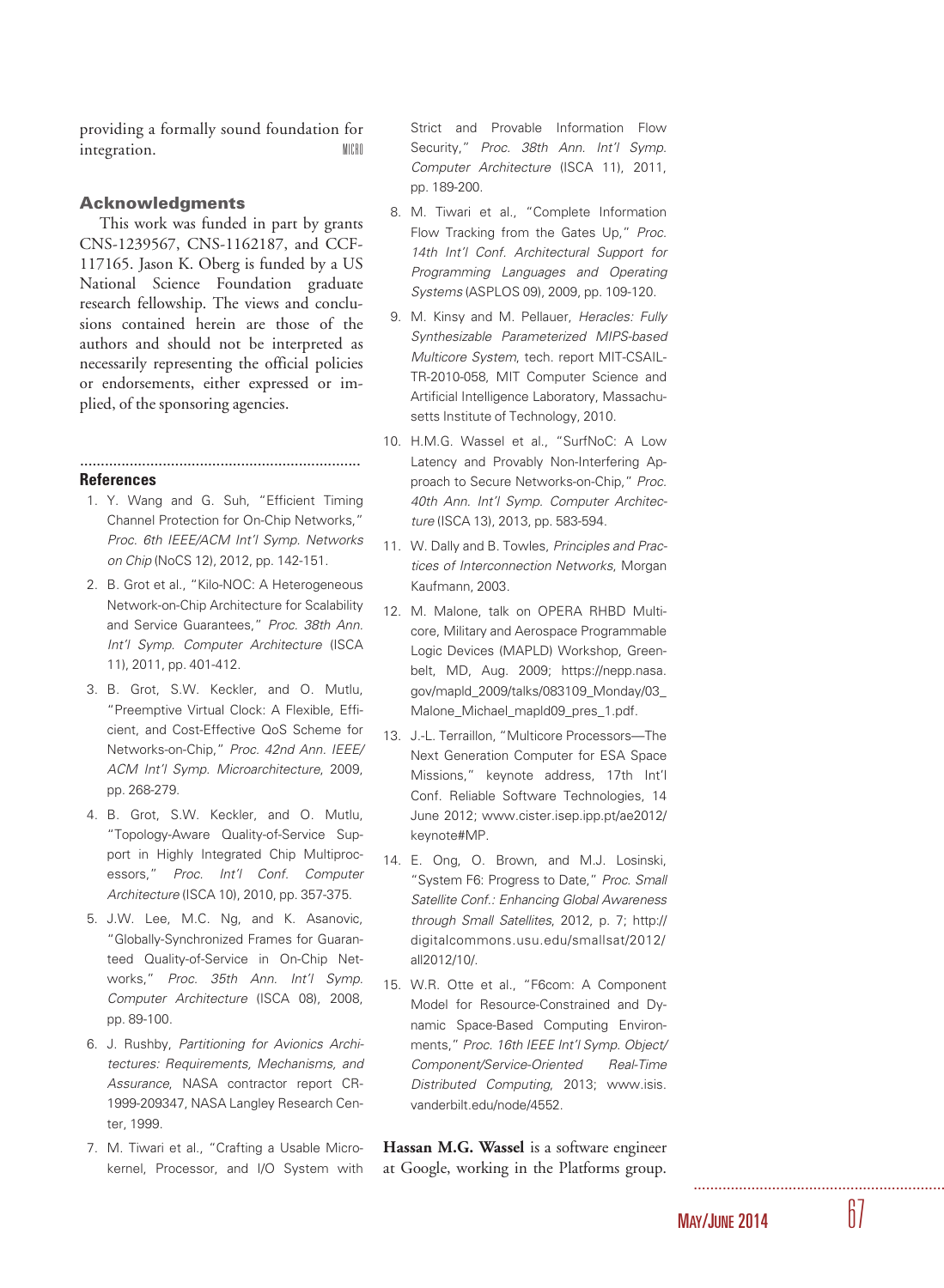providing a formally sound foundation for integration.

## Acknowledgments

This work was funded in part by grants CNS-1239567, CNS-1162187, and CCF-117165. Jason K. Oberg is funded by a US National Science Foundation graduate research fellowship. The views and conclusions contained herein are those of the authors and should not be interpreted as necessarily representing the official policies or endorsements, either expressed or implied, of the sponsoring agencies.

## References

1. Y. Wang and G. Suh, "Efficient Timing Channel Protection for On-Chip Networks," *Proc. 6th IEEE/ACM Int'l Symp. Networks on Chip* (NoCS 12), 2012, pp. 142-151.
2. B. Grot et al., "Kilo-NOC: A Heterogeneous Network-on-Chip Architecture for Scalability and Service Guarantees," *Proc. 38th Ann. Int'l Symp. Computer Architecture* (ISCA 11), 2011, pp. 401-412.
3. B. Grot, S.W. Keckler, and O. Mutlu, "Preemptive Virtual Clock: A Flexible, Efficient, and Cost-Effective QoS Scheme for Networks-on-Chip," *Proc. 42nd Ann. IEEE/ACM Int'l Symp. Microarchitecture*, 2009, pp. 268-279.
4. B. Grot, S.W. Keckler, and O. Mutlu, "Topology-Aware Quality-of-Service Support in Highly Integrated Chip Multiprocessors," *Proc. Int'l Conf. Computer Architecture* (ISCA 10), 2010, pp. 357-375.
5. J.W. Lee, M.C. Ng, and K. Asanovic, "Globally-Synchronized Frames for Guaranteed Quality-of-Service in On-Chip Networks," *Proc. 35th Ann. Int'l Symp. Computer Architecture* (ISCA 08), 2008, pp. 89-100.
6. J. Rushby, *Partitioning for Avionics Architectures: Requirements, Mechanisms, and Assurance*, NASA contractor report CR-1999-209347, NASA Langley Research Center, 1999.
7. M. Tiwari et al., "Crafting a Usable Microkernel, Processor, and I/O System with Strict and Provable Information Flow Security," *Proc. 38th Ann. Int'l Symp. Computer Architecture* (ISCA 11), 2011, pp. 189-200.
8. M. Tiwari et al., "Complete Information Flow Tracking from the Gates Up," *Proc. 14th Int'l Conf. Architectural Support for Programming Languages and Operating Systems* (ASPLOS 09), 2009, pp. 109-120.
9. M. Kinsy and M. Pellauer, *Heracles: Fully Synthesizable Parameterized MIPS-based Multicore System*, tech. report MIT-CSAIL-TR-2010-058, MIT Computer Science and Artificial Intelligence Laboratory, Massachusetts Institute of Technology, 2010.
10. H.M.G. Wassel et al., "SurfNoC: A Low Latency and Provably Non-Interfering Approach to Secure Networks-on-Chip," *Proc. 40th Ann. Int'l Symp. Computer Architecture* (ISCA 13), 2013, pp. 583-594.
11. W. Dally and B. Towles, *Principles and Practices of Interconnection Networks*, Morgan Kaufmann, 2003.
12. M. Malone, talk on OPERA RHBD Multicore, Military and Aerospace Programmable Logic Devices (MAPLD) Workshop, Greenbelt, MD, Aug. 2009; https://nepp.nasa.gov/mapld_2009/talks/083109_Monday/03_Malone_Michael_mapld09_pres_1.pdf.
13. J.-L. Terraillon, "Multicore Processors—The Next Generation Computer for ESA Space Missions," keynote address, 17th Int'l Conf. Reliable Software Technologies, 14 June 2012; www.cister.isep.ipp.pt/ae2012/keynote#MP.
14. E. Ong, O. Brown, and M.J. Losinski, "System F6: Progress to Date," *Proc. Small Satellite Conf.: Enhancing Global Awareness through Small Satellites*, 2012, p. 7; http://digitalcommons.usu.edu/smallsat/2012/all2012/10/.
15. W.R. Otte et al., "F6com: A Component Model for Resource-Constrained and Dynamic Space-Based Computing Environments," *Proc. 16th IEEE Int'l Symp. Object/Component/Service-Oriented Real-Time Distributed Computing*, 2013; www.isis.vanderbilt.edu/node/4552.

**Hassan M.G. Wassel** is a software engineer at Google, working in the Platforms group.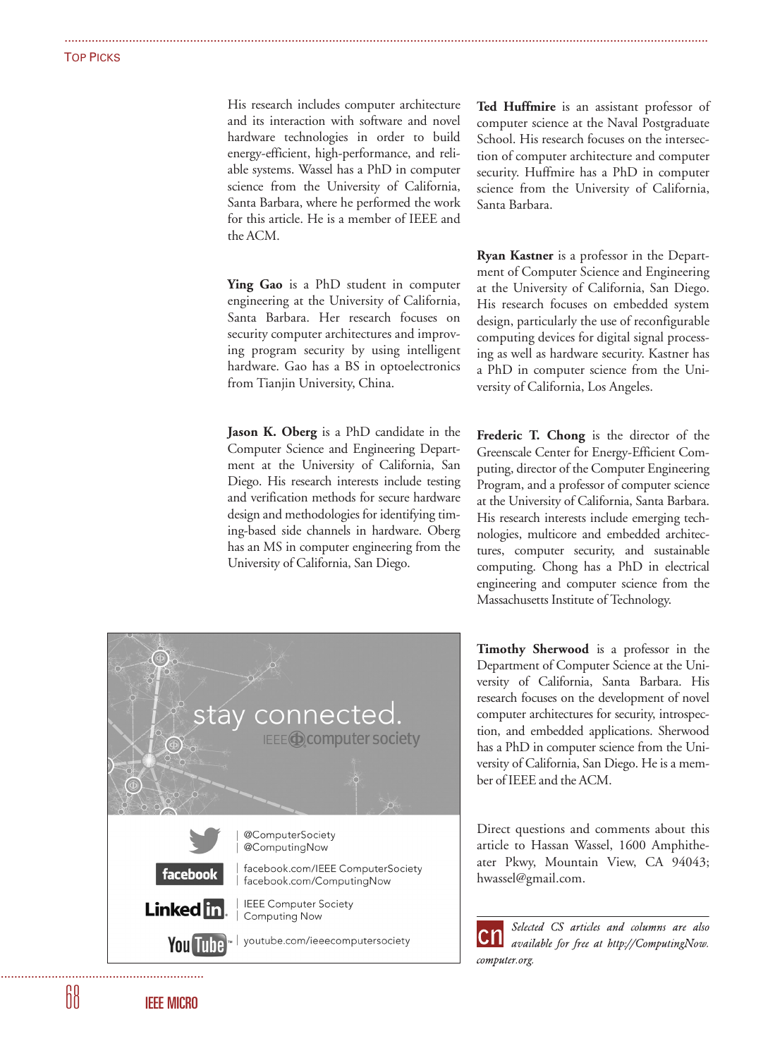His research includes computer architecture and its interaction with software and novel hardware technologies in order to build energy-efficient, high-performance, and reliable systems. Wassel has a PhD in computer science from the University of California, Santa Barbara, where he performed the work for this article. He is a member of IEEE and the ACM.

**Ying Gao** is a PhD student in computer engineering at the University of California, Santa Barbara. Her research focuses on security computer architectures and improving program security by using intelligent hardware. Gao has a BS in optoelectronics from Tianjin University, China.

**Jason K. Oberg** is a PhD candidate in the Computer Science and Engineering Department at the University of California, San Diego. His research interests include testing and verification methods for secure hardware design and methodologies for identifying timing-based side channels in hardware. Oberg has an MS in computer engineering from the University of California, San Diego.

stay connected.

IEEE computer society

@ComputerSociety
@ComputingNow

facebook.com/IEEE ComputerSociety
facebook.com/ComputingNow

IEEE Computer Society
Computing Now

youtube.com/ieeecomputersociety

**Ted Huffmire** is an assistant professor of computer science at the Naval Postgraduate School. His research focuses on the intersection of computer architecture and computer security. Huffmire has a PhD in computer science from the University of California, Santa Barbara.

**Ryan Kastner** is a professor in the Department of Computer Science and Engineering at the University of California, San Diego. His research focuses on embedded system design, particularly the use of reconfigurable computing devices for digital signal processing as well as hardware security. Kastner has a PhD in computer science from the University of California, Los Angeles.

**Frederic T. Chong** is the director of the Greenscale Center for Energy-Efficient Computing, director of the Computer Engineering Program, and a professor of computer science at the University of California, Santa Barbara. His research interests include emerging technologies, multicore and embedded architectures, computer security, and sustainable computing. Chong has a PhD in electrical engineering and computer science from the Massachusetts Institute of Technology.

**Timothy Sherwood** is a professor in the Department of Computer Science at the University of California, Santa Barbara. His research focuses on the development of novel computer architectures for security, introspection, and embedded applications. Sherwood has a PhD in computer science from the University of California, San Diego. He is a member of IEEE and the ACM.

Direct questions and comments about this article to Hassan Wassel, 1600 Amphitheater Pkwy, Mountain View, CA 94043; hwassel@gmail.com.

*Selected CS articles and columns are also available for free at http://ComputingNow.computer.org.*